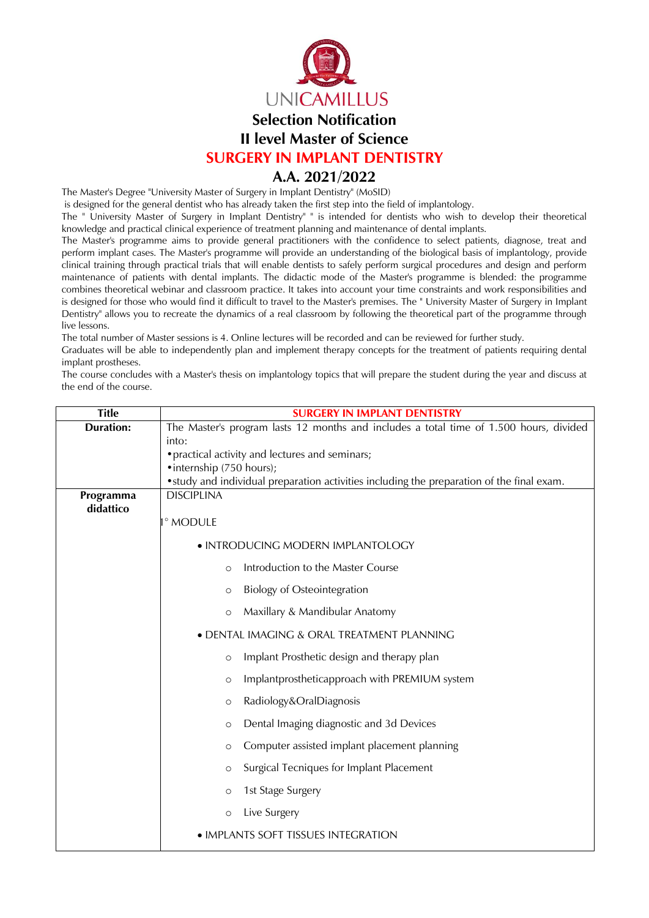UNICAMILLUS

# Selection Notification

## II level Master of Science

## SURGERY IN IMPLANT DENTISTRY

## A.A. 2021/2022

The Master's Degree "University Master of Surgery in Implant Dentistry" (MoSID)
is designed for the general dentist who has already taken the first step into the field of implantology.
The " University Master of Surgery in Implant Dentistry" " is intended for dentists who wish to develop their theoretical knowledge and practical clinical experience of treatment planning and maintenance of dental implants.
The Master's programme aims to provide general practitioners with the confidence to select patients, diagnose, treat and perform implant cases. The Master's programme will provide an understanding of the biological basis of implantology, provide clinical training through practical trials that will enable dentists to safely perform surgical procedures and design and perform maintenance of patients with dental implants. The didactic mode of the Master's programme is blended: the programme combines theoretical webinar and classroom practice. It takes into account your time constraints and work responsibilities and is designed for those who would find it difficult to travel to the Master's premises. The " University Master of Surgery in Implant Dentistry" allows you to recreate the dynamics of a real classroom by following the theoretical part of the programme through live lessons.
The total number of Master sessions is 4. Online lectures will be recorded and can be reviewed for further study.
Graduates will be able to independently plan and implement therapy concepts for the treatment of patients requiring dental implant prostheses.
The course concludes with a Master's thesis on implantology topics that will prepare the student during the year and discuss at the end of the course.

| Title | SURGERY IN IMPLANT DENTISTRY |
|---|---|
| **Duration:** | The Master's program lasts 12 months and includes a total time of 1.500 hours, divided into:<br>• practical activity and lectures and seminars;<br>• internship (750 hours);<br>• study and individual preparation activities including the preparation of the final exam. |
| **Programma didattico** | DISCIPLINA<br><br>1° MODULE<br><br>• INTRODUCING MODERN IMPLANTOLOGY<br>○ Introduction to the Master Course<br>○ Biology of Osteointegration<br>○ Maxillary & Mandibular Anatomy<br><br>• DENTAL IMAGING & ORAL TREATMENT PLANNING<br>○ Implant Prosthetic design and therapy plan<br>○ Implantprostheticapproach with PREMIUM system<br>○ Radiology&OralDiagnosis<br>○ Dental Imaging diagnostic and 3d Devices<br>○ Computer assisted implant placement planning<br>○ Surgical Tecniques for Implant Placement<br>○ 1st Stage Surgery<br>○ Live Surgery<br><br>• IMPLANTS SOFT TISSUES INTEGRATION |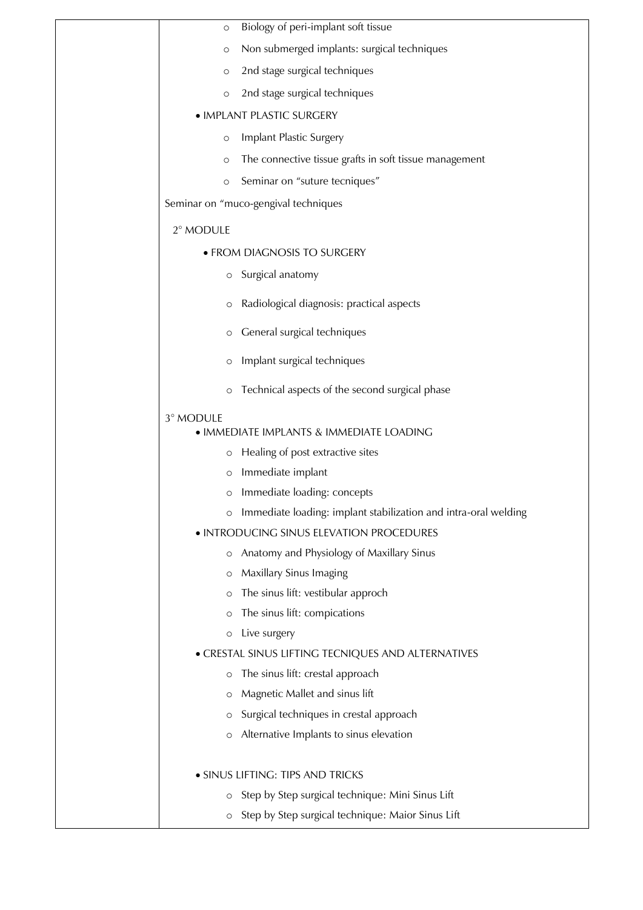- Biology of peri-implant soft tissue
- Non submerged implants: surgical techniques
- 2nd stage surgical techniques
- 2nd stage surgical techniques

- IMPLANT PLASTIC SURGERY
  - Implant Plastic Surgery
  - The connective tissue grafts in soft tissue management
  - Seminar on "suture tecniques"

Seminar on "muco-gengival techniques

2° MODULE

- FROM DIAGNOSIS TO SURGERY
  - Surgical anatomy
  - Radiological diagnosis: practical aspects
  - General surgical techniques
  - Implant surgical techniques
  - Technical aspects of the second surgical phase

3° MODULE

- IMMEDIATE IMPLANTS & IMMEDIATE LOADING
  - Healing of post extractive sites
  - Immediate implant
  - Immediate loading: concepts
  - Immediate loading: implant stabilization and intra-oral welding
- INTRODUCING SINUS ELEVATION PROCEDURES
  - Anatomy and Physiology of Maxillary Sinus
  - Maxillary Sinus Imaging
  - The sinus lift: vestibular approch
  - The sinus lift: compications
  - Live surgery
- CRESTAL SINUS LIFTING TECNIQUES AND ALTERNATIVES
  - The sinus lift: crestal approach
  - Magnetic Mallet and sinus lift
  - Surgical techniques in crestal approach
  - Alternative Implants to sinus elevation
- SINUS LIFTING: TIPS AND TRICKS
  - Step by Step surgical technique: Mini Sinus Lift
  - Step by Step surgical technique: Maior Sinus Lift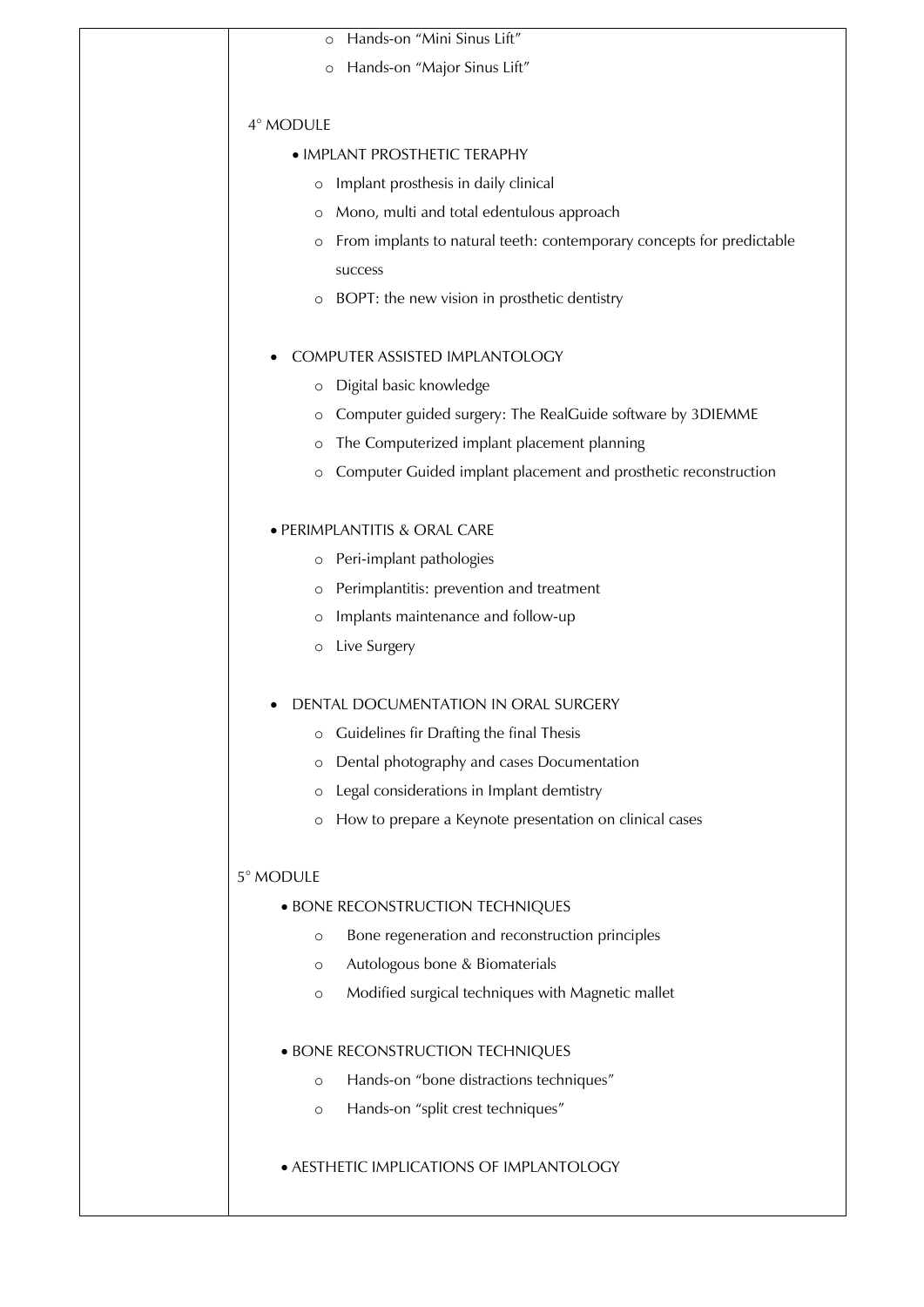- Hands-on "Mini Sinus Lift"
- Hands-on "Major Sinus Lift"

4° MODULE

- IMPLANT PROSTHETIC TERAPHY
  - Implant prosthesis in daily clinical
  - Mono, multi and total edentulous approach
  - From implants to natural teeth: contemporary concepts for predictable success
  - BOPT: the new vision in prosthetic dentistry

- COMPUTER ASSISTED IMPLANTOLOGY
  - Digital basic knowledge
  - Computer guided surgery: The RealGuide software by 3DIEMME
  - The Computerized implant placement planning
  - Computer Guided implant placement and prosthetic reconstruction

- PERIMPLANTITIS & ORAL CARE
  - Peri-implant pathologies
  - Perimplantitis: prevention and treatment
  - Implants maintenance and follow-up
  - Live Surgery

- DENTAL DOCUMENTATION IN ORAL SURGERY
  - Guidelines fir Drafting the final Thesis
  - Dental photography and cases Documentation
  - Legal considerations in Implant demtistry
  - How to prepare a Keynote presentation on clinical cases

5° MODULE

- BONE RECONSTRUCTION TECHNIQUES
  - Bone regeneration and reconstruction principles
  - Autologous bone & Biomaterials
  - Modified surgical techniques with Magnetic mallet

- BONE RECONSTRUCTION TECHNIQUES
  - Hands-on "bone distractions techniques"
  - Hands-on "split crest techniques"

- AESTHETIC IMPLICATIONS OF IMPLANTOLOGY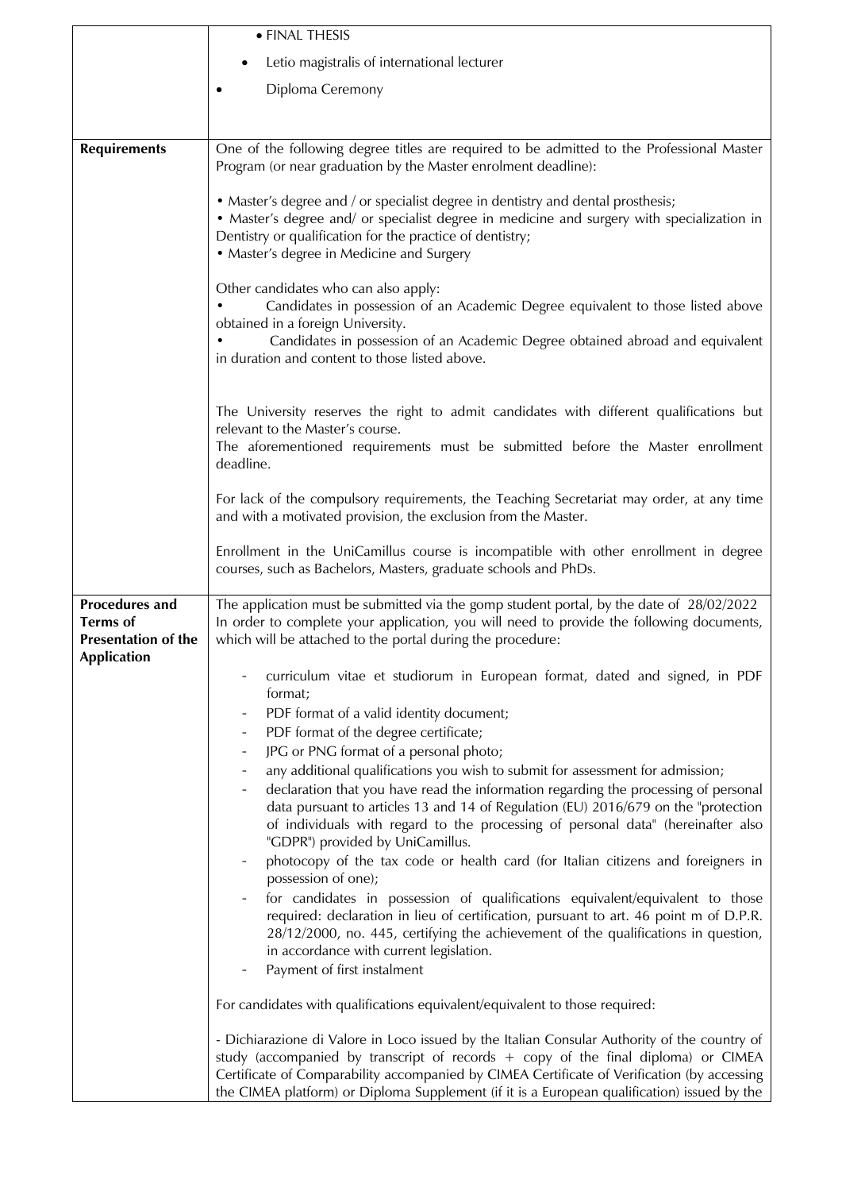| | |
|---|---|
| | • FINAL THESIS<br>• Letio magistralis of international lecturer<br>• Diploma Ceremony |
| **Requirements** | One of the following degree titles are required to be admitted to the Professional Master Program (or near graduation by the Master enrolment deadline):<br><br>• Master's degree and / or specialist degree in dentistry and dental prosthesis;<br>• Master's degree and/ or specialist degree in medicine and surgery with specialization in Dentistry or qualification for the practice of dentistry;<br>• Master's degree in Medicine and Surgery<br><br>Other candidates who can also apply:<br>• Candidates in possession of an Academic Degree equivalent to those listed above obtained in a foreign University.<br>• Candidates in possession of an Academic Degree obtained abroad and equivalent in duration and content to those listed above.<br><br>The University reserves the right to admit candidates with different qualifications but relevant to the Master's course.<br>The aforementioned requirements must be submitted before the Master enrollment deadline.<br><br>For lack of the compulsory requirements, the Teaching Secretariat may order, at any time and with a motivated provision, the exclusion from the Master.<br><br>Enrollment in the UniCamillus course is incompatible with other enrollment in degree courses, such as Bachelors, Masters, graduate schools and PhDs. |
| **Procedures and Terms of Presentation of the Application** | The application must be submitted via the gomp student portal, by the date of 28/02/2022<br>In order to complete your application, you will need to provide the following documents, which will be attached to the portal during the procedure:<br><br>- curriculum vitae et studiorum in European format, dated and signed, in PDF format;<br>- PDF format of a valid identity document;<br>- PDF format of the degree certificate;<br>- JPG or PNG format of a personal photo;<br>- any additional qualifications you wish to submit for assessment for admission;<br>- declaration that you have read the information regarding the processing of personal data pursuant to articles 13 and 14 of Regulation (EU) 2016/679 on the "protection of individuals with regard to the processing of personal data" (hereinafter also "GDPR") provided by UniCamillus.<br>- photocopy of the tax code or health card (for Italian citizens and foreigners in possession of one);<br>- for candidates in possession of qualifications equivalent/equivalent to those required: declaration in lieu of certification, pursuant to art. 46 point m of D.P.R. 28/12/2000, no. 445, certifying the achievement of the qualifications in question, in accordance with current legislation.<br>- Payment of first instalment<br><br>For candidates with qualifications equivalent/equivalent to those required:<br><br>- Dichiarazione di Valore in Loco issued by the Italian Consular Authority of the country of study (accompanied by transcript of records + copy of the final diploma) or CIMEA Certificate of Comparability accompanied by CIMEA Certificate of Verification (by accessing the CIMEA platform) or Diploma Supplement (if it is a European qualification) issued by the |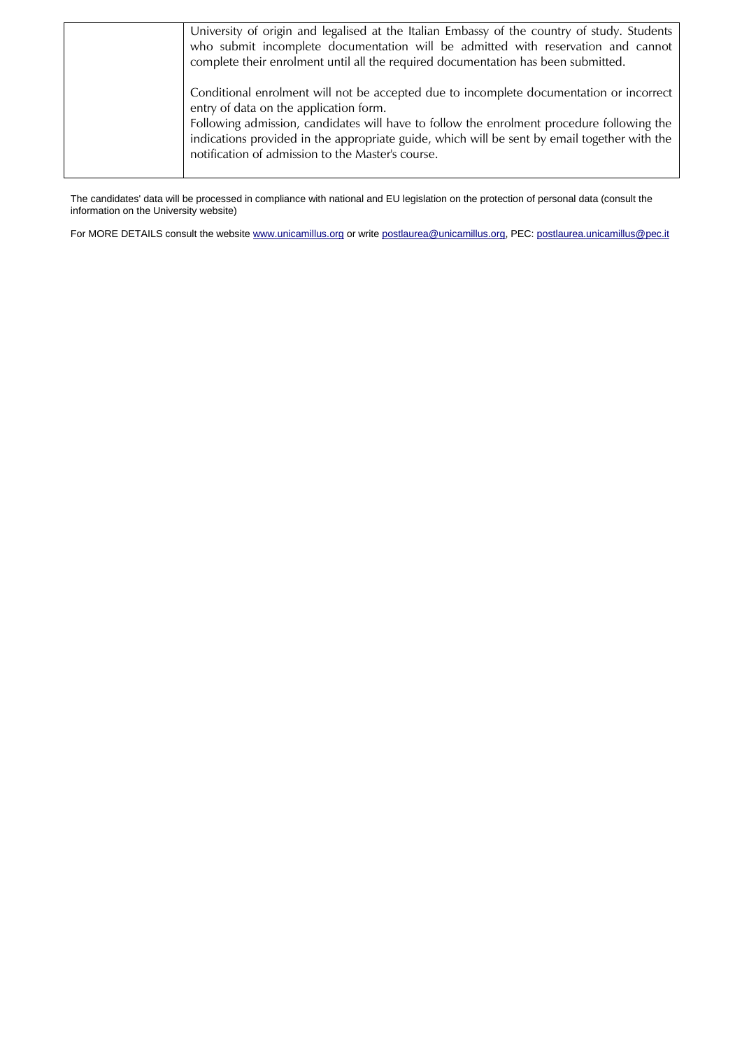| | |
|---|---|
| | University of origin and legalised at the Italian Embassy of the country of study. Students who submit incomplete documentation will be admitted with reservation and cannot complete their enrolment until all the required documentation has been submitted.<br><br>Conditional enrolment will not be accepted due to incomplete documentation or incorrect entry of data on the application form.<br>Following admission, candidates will have to follow the enrolment procedure following the indications provided in the appropriate guide, which will be sent by email together with the notification of admission to the Master's course. |

The candidates' data will be processed in compliance with national and EU legislation on the protection of personal data (consult the information on the University website)

For MORE DETAILS consult the website www.unicamillus.org or write postlaurea@unicamillus.org, PEC: postlaurea.unicamillus@pec.it